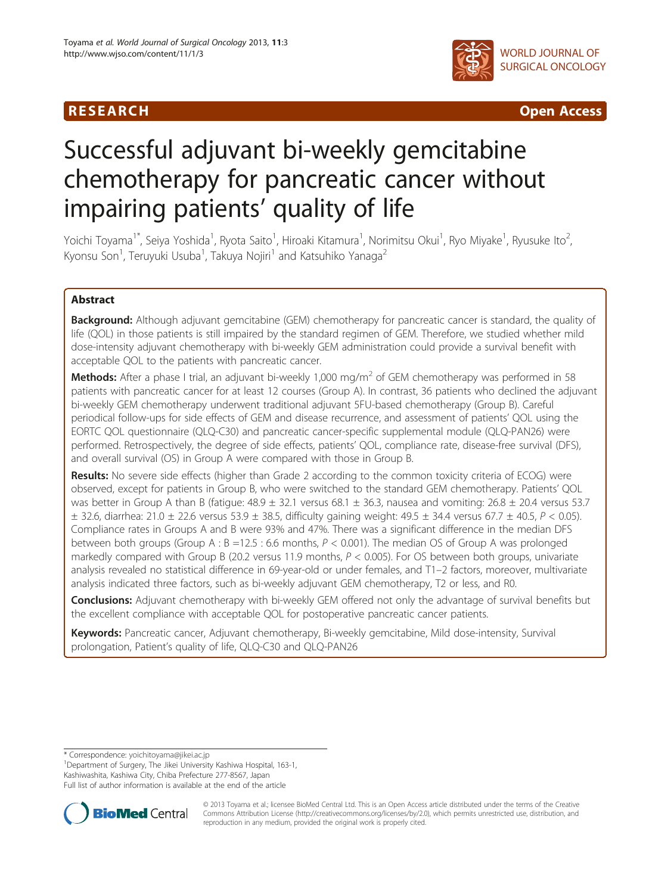RESEARCH Open Access

# Successful adjuvant bi-weekly gemcitabine chemotherapy for pancreatic cancer without impairing patients' quality of life

Yoichi Toyama[1*], Seiya Yoshida[1], Ryota Saito[1], Hiroaki Kitamura[1], Norimitsu Okui[1], Ryo Miyake[1], Ryusuke Ito[2], Kyonsu Son[1], Teruyuki Usuba[1], Takuya Nojiri[1] and Katsuhiko Yanaga[2]

## Abstract

**Background:** Although adjuvant gemcitabine (GEM) chemotherapy for pancreatic cancer is standard, the quality of life (QOL) in those patients is still impaired by the standard regimen of GEM. Therefore, we studied whether mild dose-intensity adjuvant chemotherapy with bi-weekly GEM administration could provide a survival benefit with acceptable QOL to the patients with pancreatic cancer.

**Methods:** After a phase I trial, an adjuvant bi-weekly 1,000 mg/m$^2$ of GEM chemotherapy was performed in 58 patients with pancreatic cancer for at least 12 courses (Group A). In contrast, 36 patients who declined the adjuvant bi-weekly GEM chemotherapy underwent traditional adjuvant 5FU-based chemotherapy (Group B). Careful periodical follow-ups for side effects of GEM and disease recurrence, and assessment of patients' QOL using the EORTC QOL questionnaire (QLQ-C30) and pancreatic cancer-specific supplemental module (QLQ-PAN26) were performed. Retrospectively, the degree of side effects, patients' QOL, compliance rate, disease-free survival (DFS), and overall survival (OS) in Group A were compared with those in Group B.

**Results:** No severe side effects (higher than Grade 2 according to the common toxicity criteria of ECOG) were observed, except for patients in Group B, who were switched to the standard GEM chemotherapy. Patients' QOL was better in Group A than B (fatigue: 48.9 ± 32.1 versus 68.1 ± 36.3, nausea and vomiting: 26.8 ± 20.4 versus 53.7 ± 32.6, diarrhea: 21.0 ± 22.6 versus 53.9 ± 38.5, difficulty gaining weight: 49.5 ± 34.4 versus 67.7 ± 40.5, $P < 0.05$). Compliance rates in Groups A and B were 93% and 47%. There was a significant difference in the median DFS between both groups (Group A : B =12.5 : 6.6 months, $P < 0.001$). The median OS of Group A was prolonged markedly compared with Group B (20.2 versus 11.9 months, $P < 0.005$). For OS between both groups, univariate analysis revealed no statistical difference in 69-year-old or under females, and T1–2 factors, moreover, multivariate analysis indicated three factors, such as bi-weekly adjuvant GEM chemotherapy, T2 or less, and R0.

**Conclusions:** Adjuvant chemotherapy with bi-weekly GEM offered not only the advantage of survival benefits but the excellent compliance with acceptable QOL for postoperative pancreatic cancer patients.

**Keywords:** Pancreatic cancer, Adjuvant chemotherapy, Bi-weekly gemcitabine, Mild dose-intensity, Survival prolongation, Patient's quality of life, QLQ-C30 and QLQ-PAN26

\* Correspondence: yoichitoyama@jikei.ac.jp
[1]Department of Surgery, The Jikei University Kashiwa Hospital, 163-1, Kashiwashita, Kashiwa City, Chiba Prefecture 277-8567, Japan
Full list of author information is available at the end of the article

© 2013 Toyama et al.; licensee BioMed Central Ltd. This is an Open Access article distributed under the terms of the Creative Commons Attribution License (http://creativecommons.org/licenses/by/2.0), which permits unrestricted use, distribution, and reproduction in any medium, provided the original work is properly cited.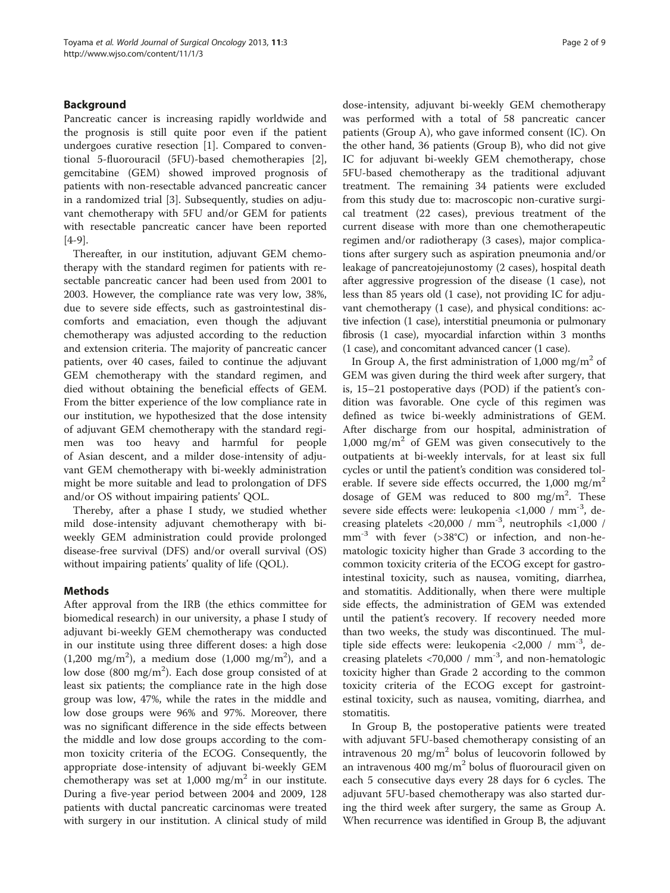## Background

Pancreatic cancer is increasing rapidly worldwide and the prognosis is still quite poor even if the patient undergoes curative resection [1]. Compared to conventional 5-fluorouracil (5FU)-based chemotherapies [2], gemcitabine (GEM) showed improved prognosis of patients with non-resectable advanced pancreatic cancer in a randomized trial [3]. Subsequently, studies on adjuvant chemotherapy with 5FU and/or GEM for patients with resectable pancreatic cancer have been reported [4-9].

Thereafter, in our institution, adjuvant GEM chemotherapy with the standard regimen for patients with resectable pancreatic cancer had been used from 2001 to 2003. However, the compliance rate was very low, 38%, due to severe side effects, such as gastrointestinal discomforts and emaciation, even though the adjuvant chemotherapy was adjusted according to the reduction and extension criteria. The majority of pancreatic cancer patients, over 40 cases, failed to continue the adjuvant GEM chemotherapy with the standard regimen, and died without obtaining the beneficial effects of GEM. From the bitter experience of the low compliance rate in our institution, we hypothesized that the dose intensity of adjuvant GEM chemotherapy with the standard regimen was too heavy and harmful for people of Asian descent, and a milder dose-intensity of adjuvant GEM chemotherapy with bi-weekly administration might be more suitable and lead to prolongation of DFS and/or OS without impairing patients' QOL.

Thereby, after a phase I study, we studied whether mild dose-intensity adjuvant chemotherapy with bi-weekly GEM administration could provide prolonged disease-free survival (DFS) and/or overall survival (OS) without impairing patients' quality of life (QOL).

## Methods

After approval from the IRB (the ethics committee for biomedical research) in our university, a phase I study of adjuvant bi-weekly GEM chemotherapy was conducted in our institute using three different doses: a high dose (1,200 mg/m$^2$), a medium dose (1,000 mg/m$^2$), and a low dose (800 mg/m$^2$). Each dose group consisted of at least six patients; the compliance rate in the high dose group was low, 47%, while the rates in the middle and low dose groups were 96% and 97%. Moreover, there was no significant difference in the side effects between the middle and low dose groups according to the common toxicity criteria of the ECOG. Consequently, the appropriate dose-intensity of adjuvant bi-weekly GEM chemotherapy was set at 1,000 mg/m$^2$ in our institute. During a five-year period between 2004 and 2009, 128 patients with ductal pancreatic carcinomas were treated with surgery in our institution. A clinical study of mild dose-intensity, adjuvant bi-weekly GEM chemotherapy was performed with a total of 58 pancreatic cancer patients (Group A), who gave informed consent (IC). On the other hand, 36 patients (Group B), who did not give IC for adjuvant bi-weekly GEM chemotherapy, chose 5FU-based chemotherapy as the traditional adjuvant treatment. The remaining 34 patients were excluded from this study due to: macroscopic non-curative surgical treatment (22 cases), previous treatment of the current disease with more than one chemotherapeutic regimen and/or radiotherapy (3 cases), major complications after surgery such as aspiration pneumonia and/or leakage of pancreatojejunostomy (2 cases), hospital death after aggressive progression of the disease (1 case), not less than 85 years old (1 case), not providing IC for adjuvant chemotherapy (1 case), and physical conditions: active infection (1 case), interstitial pneumonia or pulmonary fibrosis (1 case), myocardial infarction within 3 months (1 case), and concomitant advanced cancer (1 case).

In Group A, the first administration of 1,000 mg/m$^2$ of GEM was given during the third week after surgery, that is, 15–21 postoperative days (POD) if the patient's condition was favorable. One cycle of this regimen was defined as twice bi-weekly administrations of GEM. After discharge from our hospital, administration of 1,000 mg/m$^2$ of GEM was given consecutively to the outpatients at bi-weekly intervals, for at least six full cycles or until the patient's condition was considered tolerable. If severe side effects occurred, the 1,000 mg/m$^2$ dosage of GEM was reduced to 800 mg/m$^2$. These severe side effects were: leukopenia <1,000 / mm$^{-3}$, decreasing platelets <20,000 / mm$^{-3}$, neutrophils <1,000 / mm$^{-3}$ with fever (>38°C) or infection, and non-hematologic toxicity higher than Grade 3 according to the common toxicity criteria of the ECOG except for gastrointestinal toxicity, such as nausea, vomiting, diarrhea, and stomatitis. Additionally, when there were multiple side effects, the administration of GEM was extended until the patient's recovery. If recovery needed more than two weeks, the study was discontinued. The multiple side effects were: leukopenia <2,000 / mm$^{-3}$, decreasing platelets <70,000 / mm$^{-3}$, and non-hematologic toxicity higher than Grade 2 according to the common toxicity criteria of the ECOG except for gastrointestinal toxicity, such as nausea, vomiting, diarrhea, and stomatitis.

In Group B, the postoperative patients were treated with adjuvant 5FU-based chemotherapy consisting of an intravenous 20 mg/m$^2$ bolus of leucovorin followed by an intravenous 400 mg/m$^2$ bolus of fluorouracil given on each 5 consecutive days every 28 days for 6 cycles. The adjuvant 5FU-based chemotherapy was also started during the third week after surgery, the same as Group A. When recurrence was identified in Group B, the adjuvant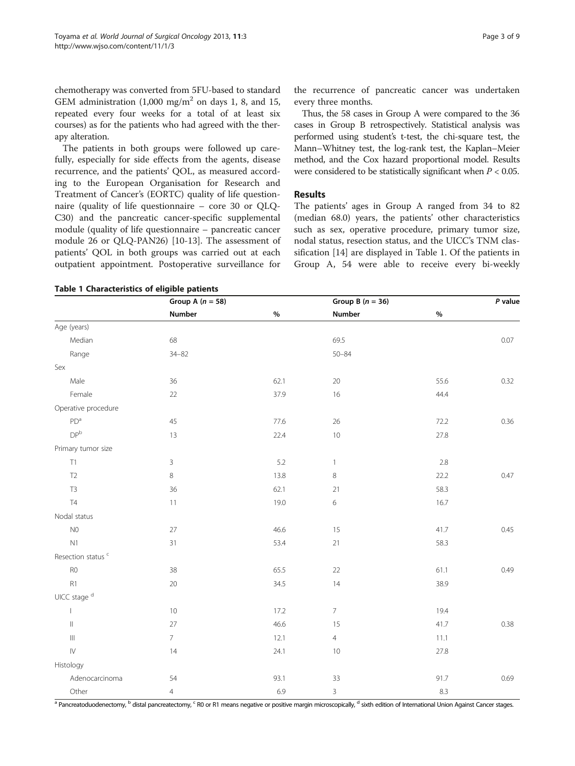chemotherapy was converted from 5FU-based to standard GEM administration (1,000 mg/m$^2$ on days 1, 8, and 15, repeated every four weeks for a total of at least six courses) as for the patients who had agreed with the therapy alteration.

The patients in both groups were followed up carefully, especially for side effects from the agents, disease recurrence, and the patients' QOL, as measured according to the European Organisation for Research and Treatment of Cancer's (EORTC) quality of life questionnaire (quality of life questionnaire – core 30 or QLQ-C30) and the pancreatic cancer-specific supplemental module (quality of life questionnaire – pancreatic cancer module 26 or QLQ-PAN26) [10-13]. The assessment of patients' QOL in both groups was carried out at each outpatient appointment. Postoperative surveillance for the recurrence of pancreatic cancer was undertaken every three months.

Thus, the 58 cases in Group A were compared to the 36 cases in Group B retrospectively. Statistical analysis was performed using student's t-test, the chi-square test, the Mann–Whitney test, the log-rank test, the Kaplan–Meier method, and the Cox hazard proportional model. Results were considered to be statistically significant when $P < 0.05$.

## Results

The patients' ages in Group A ranged from 34 to 82 (median 68.0) years, the patients' other characteristics such as sex, operative procedure, primary tumor size, nodal status, resection status, and the UICC's TNM classification [14] are displayed in Table 1. Of the patients in Group A, 54 were able to receive every bi-weekly

**Table 1 Characteristics of eligible patients**

| | Group A ($n$ = 58) | | Group B ($n$ = 36) | | $P$ value |
|---|---|---|---|---|---|
| | Number | % | Number | % | |
| Age (years) | | | | | |
| Median | 68 | | 69.5 | | 0.07 |
| Range | 34–82 | | 50–84 | | |
| Sex | | | | | |
| Male | 36 | 62.1 | 20 | 55.6 | 0.32 |
| Female | 22 | 37.9 | 16 | 44.4 | |
| Operative procedure | | | | | |
| PD[a] | 45 | 77.6 | 26 | 72.2 | 0.36 |
| DP[b] | 13 | 22.4 | 10 | 27.8 | |
| Primary tumor size | | | | | |
| T1 | 3 | 5.2 | 1 | 2.8 | |
| T2 | 8 | 13.8 | 8 | 22.2 | 0.47 |
| T3 | 36 | 62.1 | 21 | 58.3 | |
| T4 | 11 | 19.0 | 6 | 16.7 | |
| Nodal status | | | | | |
| N0 | 27 | 46.6 | 15 | 41.7 | 0.45 |
| N1 | 31 | 53.4 | 21 | 58.3 | |
| Resection status [c] | | | | | |
| R0 | 38 | 65.5 | 22 | 61.1 | 0.49 |
| R1 | 20 | 34.5 | 14 | 38.9 | |
| UICC stage [d] | | | | | |
| I | 10 | 17.2 | 7 | 19.4 | |
| II | 27 | 46.6 | 15 | 41.7 | 0.38 |
| III | 7 | 12.1 | 4 | 11.1 | |
| IV | 14 | 24.1 | 10 | 27.8 | |
| Histology | | | | | |
| Adenocarcinoma | 54 | 93.1 | 33 | 91.7 | 0.69 |
| Other | 4 | 6.9 | 3 | 8.3 | |

[a] Pancreatoduodenectomy, [b] distal pancreatectomy, [c] R0 or R1 means negative or positive margin microscopically, [d] sixth edition of International Union Against Cancer stages.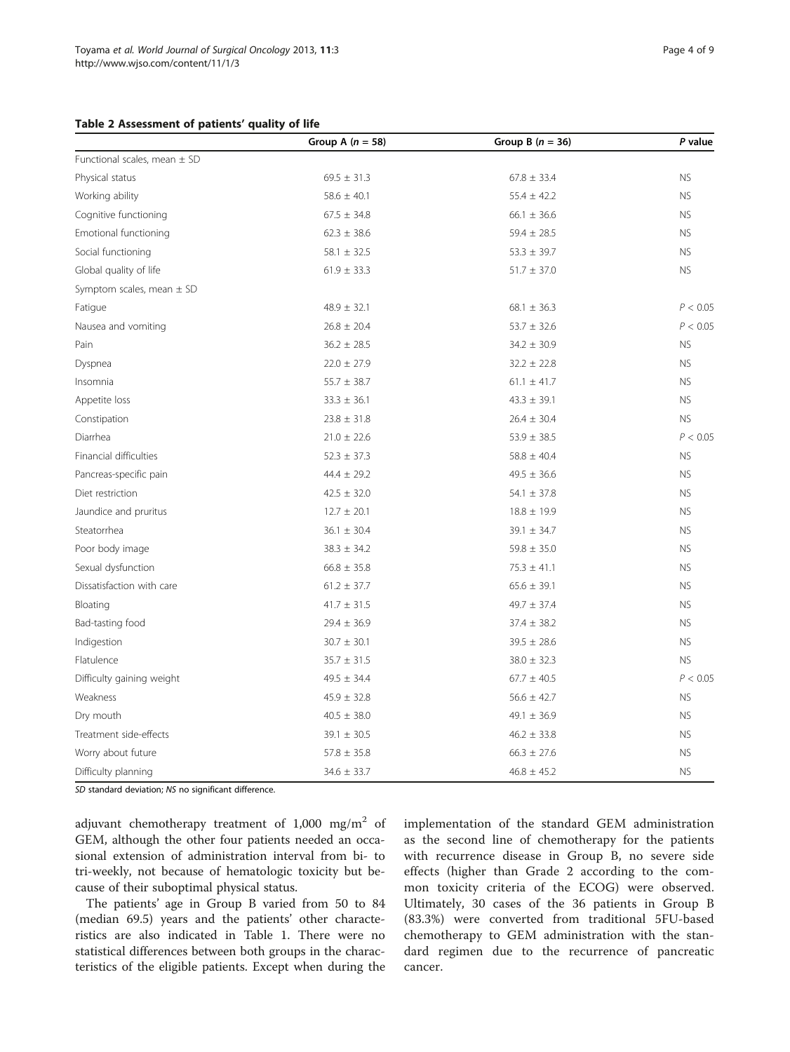**Table 2 Assessment of patients' quality of life**

| | Group A ($n$ = 58) | Group B ($n$ = 36) | $P$ value |
|---|---|---|---|
| Functional scales, mean ± SD | | | |
| Physical status | 69.5 ± 31.3 | 67.8 ± 33.4 | NS |
| Working ability | 58.6 ± 40.1 | 55.4 ± 42.2 | NS |
| Cognitive functioning | 67.5 ± 34.8 | 66.1 ± 36.6 | NS |
| Emotional functioning | 62.3 ± 38.6 | 59.4 ± 28.5 | NS |
| Social functioning | 58.1 ± 32.5 | 53.3 ± 39.7 | NS |
| Global quality of life | 61.9 ± 33.3 | 51.7 ± 37.0 | NS |
| Symptom scales, mean ± SD | | | |
| Fatigue | 48.9 ± 32.1 | 68.1 ± 36.3 | $P < 0.05$ |
| Nausea and vomiting | 26.8 ± 20.4 | 53.7 ± 32.6 | $P < 0.05$ |
| Pain | 36.2 ± 28.5 | 34.2 ± 30.9 | NS |
| Dyspnea | 22.0 ± 27.9 | 32.2 ± 22.8 | NS |
| Insomnia | 55.7 ± 38.7 | 61.1 ± 41.7 | NS |
| Appetite loss | 33.3 ± 36.1 | 43.3 ± 39.1 | NS |
| Constipation | 23.8 ± 31.8 | 26.4 ± 30.4 | NS |
| Diarrhea | 21.0 ± 22.6 | 53.9 ± 38.5 | $P < 0.05$ |
| Financial difficulties | 52.3 ± 37.3 | 58.8 ± 40.4 | NS |
| Pancreas-specific pain | 44.4 ± 29.2 | 49.5 ± 36.6 | NS |
| Diet restriction | 42.5 ± 32.0 | 54.1 ± 37.8 | NS |
| Jaundice and pruritus | 12.7 ± 20.1 | 18.8 ± 19.9 | NS |
| Steatorrhea | 36.1 ± 30.4 | 39.1 ± 34.7 | NS |
| Poor body image | 38.3 ± 34.2 | 59.8 ± 35.0 | NS |
| Sexual dysfunction | 66.8 ± 35.8 | 75.3 ± 41.1 | NS |
| Dissatisfaction with care | 61.2 ± 37.7 | 65.6 ± 39.1 | NS |
| Bloating | 41.7 ± 31.5 | 49.7 ± 37.4 | NS |
| Bad-tasting food | 29.4 ± 36.9 | 37.4 ± 38.2 | NS |
| Indigestion | 30.7 ± 30.1 | 39.5 ± 28.6 | NS |
| Flatulence | 35.7 ± 31.5 | 38.0 ± 32.3 | NS |
| Difficulty gaining weight | 49.5 ± 34.4 | 67.7 ± 40.5 | $P < 0.05$ |
| Weakness | 45.9 ± 32.8 | 56.6 ± 42.7 | NS |
| Dry mouth | 40.5 ± 38.0 | 49.1 ± 36.9 | NS |
| Treatment side-effects | 39.1 ± 30.5 | 46.2 ± 33.8 | NS |
| Worry about future | 57.8 ± 35.8 | 66.3 ± 27.6 | NS |
| Difficulty planning | 34.6 ± 33.7 | 46.8 ± 45.2 | NS |

*SD* standard deviation; *NS* no significant difference.

adjuvant chemotherapy treatment of 1,000 mg/m$^2$ of GEM, although the other four patients needed an occasional extension of administration interval from bi- to tri-weekly, not because of hematologic toxicity but because of their suboptimal physical status.

The patients' age in Group B varied from 50 to 84 (median 69.5) years and the patients' other characteristics are also indicated in Table 1. There were no statistical differences between both groups in the characteristics of the eligible patients. Except when during the implementation of the standard GEM administration as the second line of chemotherapy for the patients with recurrence disease in Group B, no severe side effects (higher than Grade 2 according to the common toxicity criteria of the ECOG) were observed. Ultimately, 30 cases of the 36 patients in Group B (83.3%) were converted from traditional 5FU-based chemotherapy to GEM administration with the standard regimen due to the recurrence of pancreatic cancer.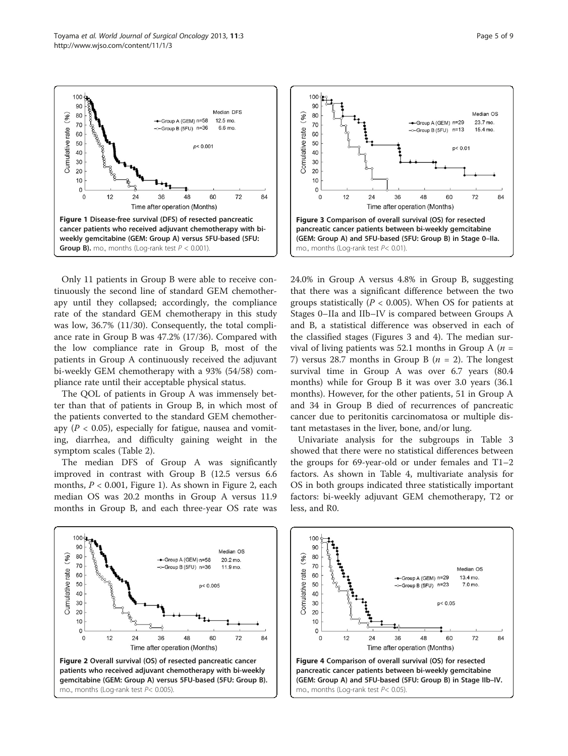Figure 1 Disease-free survival (DFS) of resected pancreatic cancer patients who received adjuvant chemotherapy with bi-weekly gemcitabine (GEM: Group A) versus 5FU-based (5FU: Group B). mo., months (Log-rank test $P < 0.001$).

Figure 3 Comparison of overall survival (OS) for resected pancreatic cancer patients between bi-weekly gemcitabine (GEM: Group A) and 5FU-based (5FU: Group B) in Stage 0–IIa. mo., months (Log-rank test $P < 0.01$).

Only 11 patients in Group B were able to receive continuously the second line of standard GEM chemotherapy until they collapsed; accordingly, the compliance rate of the standard GEM chemotherapy in this study was low, 36.7% (11/30). Consequently, the total compliance rate in Group B was 47.2% (17/36). Compared with the low compliance rate in Group B, most of the patients in Group A continuously received the adjuvant bi-weekly GEM chemotherapy with a 93% (54/58) compliance rate until their acceptable physical status.

The QOL of patients in Group A was immensely better than that of patients in Group B, in which most of the patients converted to the standard GEM chemotherapy ($P < 0.05$), especially for fatigue, nausea and vomiting, diarrhea, and difficulty gaining weight in the symptom scales (Table 2).

The median DFS of Group A was significantly improved in contrast with Group B (12.5 versus 6.6 months, $P < 0.001$, Figure 1). As shown in Figure 2, each median OS was 20.2 months in Group A versus 11.9 months in Group B, and each three-year OS rate was 24.0% in Group A versus 4.8% in Group B, suggesting that there was a significant difference between the two groups statistically ($P < 0.005$). When OS for patients at Stages 0–IIa and IIb–IV is compared between Groups A and B, a statistical difference was observed in each of the classified stages (Figures 3 and 4). The median survival of living patients was 52.1 months in Group A ($n = 7$) versus 28.7 months in Group B ($n = 2$). The longest survival time in Group A was over 6.7 years (80.4 months) while for Group B it was over 3.0 years (36.1 months). However, for the other patients, 51 in Group A and 34 in Group B died of recurrences of pancreatic cancer due to peritonitis carcinomatosa or multiple distant metastases in the liver, bone, and/or lung.

Univariate analysis for the subgroups in Table 3 showed that there were no statistical differences between the groups for 69-year-old or under females and T1–2 factors. As shown in Table 4, multivariate analysis for OS in both groups indicated three statistically important factors: bi-weekly adjuvant GEM chemotherapy, T2 or less, and R0.

Figure 2 Overall survival (OS) of resected pancreatic cancer patients who received adjuvant chemotherapy with bi-weekly gemcitabine (GEM: Group A) versus 5FU-based (5FU: Group B). mo., months (Log-rank test $P < 0.005$).

Figure 4 Comparison of overall survival (OS) for resected pancreatic cancer patients between bi-weekly gemcitabine (GEM: Group A) and 5FU-based (5FU: Group B) in Stage IIb–IV. mo., months (Log-rank test $P < 0.05$).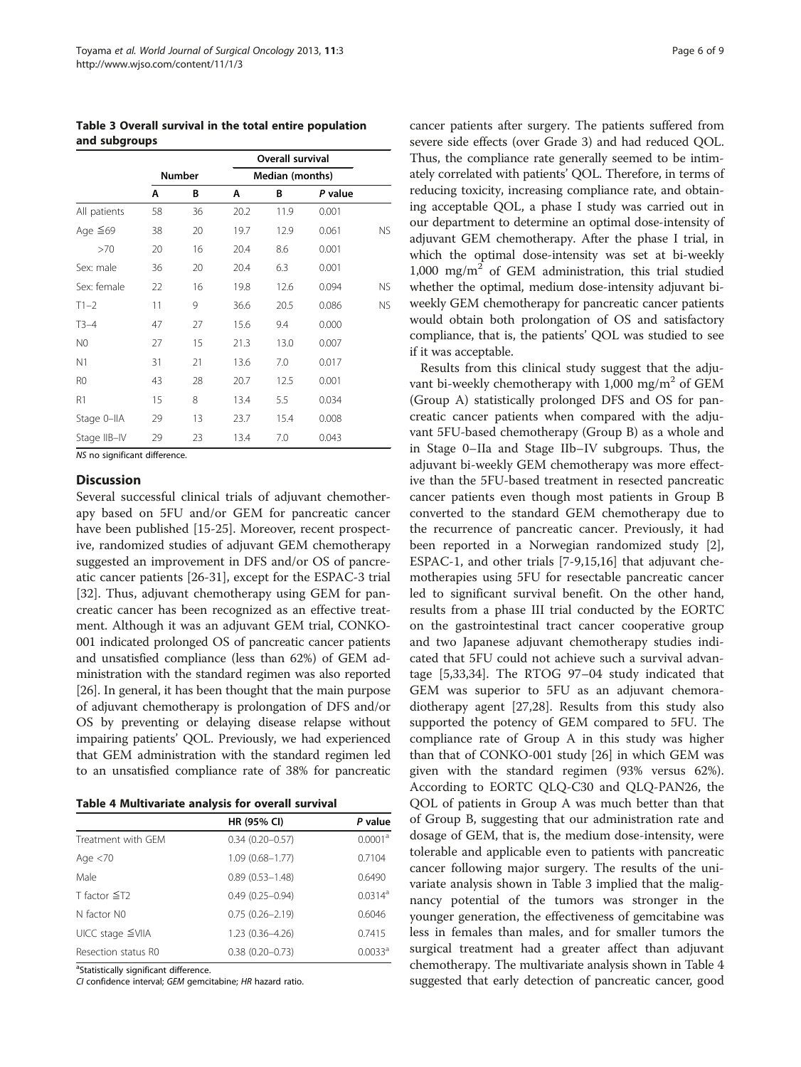**Table 3 Overall survival in the total entire population and subgroups**

| | Number | | Overall survival | | | |
|---|---|---|---|---|---|---|
| | | | Median (months) | | | |
| | A | B | A | B | *P* value | |
| All patients | 58 | 36 | 20.2 | 11.9 | 0.001 | |
| Age ≦69 | 38 | 20 | 19.7 | 12.9 | 0.061 | NS |
| >70 | 20 | 16 | 20.4 | 8.6 | 0.001 | |
| Sex: male | 36 | 20 | 20.4 | 6.3 | 0.001 | |
| Sex: female | 22 | 16 | 19.8 | 12.6 | 0.094 | NS |
| T1–2 | 11 | 9 | 36.6 | 20.5 | 0.086 | NS |
| T3–4 | 47 | 27 | 15.6 | 9.4 | 0.000 | |
| N0 | 27 | 15 | 21.3 | 13.0 | 0.007 | |
| N1 | 31 | 21 | 13.6 | 7.0 | 0.017 | |
| R0 | 43 | 28 | 20.7 | 12.5 | 0.001 | |
| R1 | 15 | 8 | 13.4 | 5.5 | 0.034 | |
| Stage 0–IIA | 29 | 13 | 23.7 | 15.4 | 0.008 | |
| Stage IIB–IV | 29 | 23 | 13.4 | 7.0 | 0.043 | |

*NS* no significant difference.

## Discussion

Several successful clinical trials of adjuvant chemotherapy based on 5FU and/or GEM for pancreatic cancer have been published [15-25]. Moreover, recent prospective, randomized studies of adjuvant GEM chemotherapy suggested an improvement in DFS and/or OS of pancreatic cancer patients [26-31], except for the ESPAC-3 trial [32]. Thus, adjuvant chemotherapy using GEM for pancreatic cancer has been recognized as an effective treatment. Although it was an adjuvant GEM trial, CONKO-001 indicated prolonged OS of pancreatic cancer patients and unsatisfied compliance (less than 62%) of GEM administration with the standard regimen was also reported [26]. In general, it has been thought that the main purpose of adjuvant chemotherapy is prolongation of DFS and/or OS by preventing or delaying disease relapse without impairing patients' QOL. Previously, we had experienced that GEM administration with the standard regimen led to an unsatisfied compliance rate of 38% for pancreatic cancer patients after surgery. The patients suffered from severe side effects (over Grade 3) and had reduced QOL. Thus, the compliance rate generally seemed to be intimately correlated with patients' QOL. Therefore, in terms of reducing toxicity, increasing compliance rate, and obtaining acceptable QOL, a phase I study was carried out in our department to determine an optimal dose-intensity of adjuvant GEM chemotherapy. After the phase I trial, in which the optimal dose-intensity was set at bi-weekly 1,000 $mg/m^2$ of GEM administration, this trial studied whether the optimal, medium dose-intensity adjuvant bi-weekly GEM chemotherapy for pancreatic cancer patients would obtain both prolongation of OS and satisfactory compliance, that is, the patients' QOL was studied to see if it was acceptable.

**Table 4 Multivariate analysis for overall survival**

| | HR (95% CI) | *P* value |
|---|---|---|
| Treatment with GEM | 0.34 (0.20–0.57) | 0.0001[a] |
| Age <70 | 1.09 (0.68–1.77) | 0.7104 |
| Male | 0.89 (0.53–1.48) | 0.6490 |
| T factor ≦T2 | 0.49 (0.25–0.94) | 0.0314[a] |
| N factor N0 | 0.75 (0.26–2.19) | 0.6046 |
| UICC stage ≦VIIA | 1.23 (0.36–4.26) | 0.7415 |
| Resection status R0 | 0.38 (0.20–0.73) | 0.0033[a] |

[a]Statistically significant difference.
*CI* confidence interval; *GEM* gemcitabine; *HR* hazard ratio.

Results from this clinical study suggest that the adjuvant bi-weekly chemotherapy with 1,000 $mg/m^2$ of GEM (Group A) statistically prolonged DFS and OS for pancreatic cancer patients when compared with the adjuvant 5FU-based chemotherapy (Group B) as a whole and in Stage 0–IIa and Stage IIb–IV subgroups. Thus, the adjuvant bi-weekly GEM chemotherapy was more effective than the 5FU-based treatment in resected pancreatic cancer patients even though most patients in Group B converted to the standard GEM chemotherapy due to the recurrence of pancreatic cancer. Previously, it had been reported in a Norwegian randomized study [2], ESPAC-1, and other trials [7-9,15,16] that adjuvant chemotherapies using 5FU for resectable pancreatic cancer led to significant survival benefit. On the other hand, results from a phase III trial conducted by the EORTC on the gastrointestinal tract cancer cooperative group and two Japanese adjuvant chemotherapy studies indicated that 5FU could not achieve such a survival advantage [5,33,34]. The RTOG 97–04 study indicated that GEM was superior to 5FU as an adjuvant chemoradiotherapy agent [27,28]. Results from this study also supported the potency of GEM compared to 5FU. The compliance rate of Group A in this study was higher than that of CONKO-001 study [26] in which GEM was given with the standard regimen (93% versus 62%). According to EORTC QLQ-C30 and QLQ-PAN26, the QOL of patients in Group A was much better than that of Group B, suggesting that our administration rate and dosage of GEM, that is, the medium dose-intensity, were tolerable and applicable even to patients with pancreatic cancer following major surgery. The results of the univariate analysis shown in Table 3 implied that the malignancy potential of the tumors was stronger in the younger generation, the effectiveness of gemcitabine was less in females than males, and for smaller tumors the surgical treatment had a greater affect than adjuvant chemotherapy. The multivariate analysis shown in Table 4 suggested that early detection of pancreatic cancer, good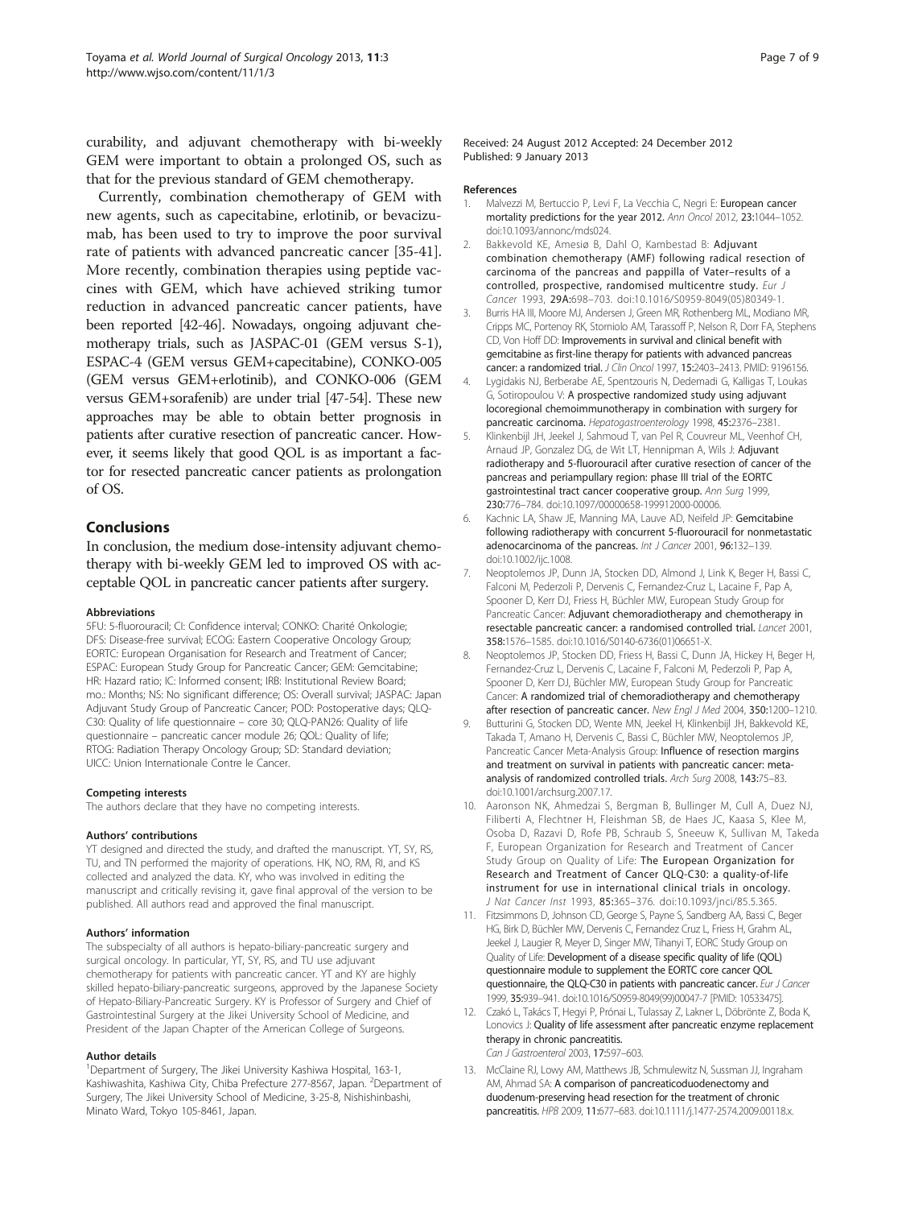curability, and adjuvant chemotherapy with bi-weekly GEM were important to obtain a prolonged OS, such as that for the previous standard of GEM chemotherapy.

Currently, combination chemotherapy of GEM with new agents, such as capecitabine, erlotinib, or bevacizumab, has been used to try to improve the poor survival rate of patients with advanced pancreatic cancer [35-41]. More recently, combination therapies using peptide vaccines with GEM, which have achieved striking tumor reduction in advanced pancreatic cancer patients, have been reported [42-46]. Nowadays, ongoing adjuvant chemotherapy trials, such as JASPAC-01 (GEM versus S-1), ESPAC-4 (GEM versus GEM+capecitabine), CONKO-005 (GEM versus GEM+erlotinib), and CONKO-006 (GEM versus GEM+sorafenib) are under trial [47-54]. These new approaches may be able to obtain better prognosis in patients after curative resection of pancreatic cancer. However, it seems likely that good QOL is as important a factor for resected pancreatic cancer patients as prolongation of OS.

## Conclusions

In conclusion, the medium dose-intensity adjuvant chemotherapy with bi-weekly GEM led to improved OS with acceptable QOL in pancreatic cancer patients after surgery.

#### Abbreviations

5FU: 5-fluorouracil; CI: Confidence interval; CONKO: Charité Onkologie; DFS: Disease-free survival; ECOG: Eastern Cooperative Oncology Group; EORTC: European Organisation for Research and Treatment of Cancer; ESPAC: European Study Group for Pancreatic Cancer; GEM: Gemcitabine; HR: Hazard ratio; IC: Informed consent; IRB: Institutional Review Board; mo.: Months; NS: No significant difference; OS: Overall survival; JASPAC: Japan Adjuvant Study Group of Pancreatic Cancer; POD: Postoperative days; QLQ-C30: Quality of life questionnaire – core 30; QLQ-PAN26: Quality of life questionnaire – pancreatic cancer module 26; QOL: Quality of life; RTOG: Radiation Therapy Oncology Group; SD: Standard deviation; UICC: Union Internationale Contre le Cancer.

#### Competing interests

The authors declare that they have no competing interests.

#### Authors' contributions

YT designed and directed the study, and drafted the manuscript. YT, SY, RS, TU, and TN performed the majority of operations. HK, NO, RM, RI, and KS collected and analyzed the data. KY, who was involved in editing the manuscript and critically revising it, gave final approval of the version to be published. All authors read and approved the final manuscript.

#### Authors' information

The subspecialty of all authors is hepato-biliary-pancreatic surgery and surgical oncology. In particular, YT, SY, RS, and TU use adjuvant chemotherapy for patients with pancreatic cancer. YT and KY are highly skilled hepato-biliary-pancreatic surgeons, approved by the Japanese Society of Hepato-Biliary-Pancreatic Surgery. KY is Professor of Surgery and Chief of Gastrointestinal Surgery at the Jikei University School of Medicine, and President of the Japan Chapter of the American College of Surgeons.

#### Author details

[1]Department of Surgery, The Jikei University Kashiwa Hospital, 163-1, Kashiwashita, Kashiwa City, Chiba Prefecture 277-8567, Japan. [2]Department of Surgery, The Jikei University School of Medicine, 3-25-8, Nishishinbashi, Minato Ward, Tokyo 105-8461, Japan.

Received: 24 August 2012 Accepted: 24 December 2012
Published: 9 January 2013

#### References

1. Malvezzi M, Bertuccio P, Levi F, La Vecchia C, Negri E: **European cancer mortality predictions for the year 2012.** *Ann Oncol* 2012, **23:**1044–1052. doi:10.1093/annonc/mds024.
2. Bakkevold KE, Amesiø B, Dahl O, Kambestad B: **Adjuvant combination chemotherapy (AMF) following radical resection of carcinoma of the pancreas and pappilla of Vater–results of a controlled, prospective, randomised multicentre study.** *Eur J Cancer* 1993, **29A:**698–703. doi:10.1016/S0959-8049(05)80349-1.
3. Burris HA III, Moore MJ, Andersen J, Green MR, Rothenberg ML, Modiano MR, Cripps MC, Portenoy RK, Storniolo AM, Tarassoff P, Nelson R, Dorr FA, Stephens CD, Von Hoff DD: **Improvements in survival and clinical benefit with gemcitabine as first-line therapy for patients with advanced pancreas cancer: a randomized trial.** *J Clin Oncol* 1997, **15:**2403–2413. PMID: 9196156.
4. Lygidakis NJ, Berberabe AE, Spentzouris N, Dedemadi G, Kalligas T, Loukas G, Sotiropoulou V: **A prospective randomized study using adjuvant locoregional chemoimmunotherapy in combination with surgery for pancreatic carcinoma.** *Hepatogastroenterology* 1998, **45:**2376–2381.
5. Klinkenbijl JH, Jeekel J, Sahmoud T, van Pel R, Couvreur ML, Veenhof CH, Arnaud JP, Gonzalez DG, de Wit LT, Hennipman A, Wils J: **Adjuvant radiotherapy and 5-fluorouracil after curative resection of cancer of the pancreas and periampullary region: phase III trial of the EORTC gastrointestinal tract cancer cooperative group.** *Ann Surg* 1999, **230:**776–784. doi:10.1097/00000658-199912000-00006.
6. Kachnic LA, Shaw JE, Manning MA, Lauve AD, Neifeld JP: **Gemcitabine following radiotherapy with concurrent 5-fluorouracil for nonmetastatic adenocarcinoma of the pancreas.** *Int J Cancer* 2001, **96:**132–139. doi:10.1002/ijc.1008.
7. Neoptolemos JP, Dunn JA, Stocken DD, Almond J, Link K, Beger H, Bassi C, Falconi M, Pederzoli P, Dervenis C, Fernandez-Cruz L, Lacaine F, Pap A, Spooner D, Kerr DJ, Friess H, Büchler MW, European Study Group for Pancreatic Cancer: **Adjuvant chemoradiotherapy and chemotherapy in resectable pancreatic cancer: a randomised controlled trial.** *Lancet* 2001, **358:**1576–1585. doi:10.1016/S0140-6736(01)06651-X.
8. Neoptolemos JP, Stocken DD, Friess H, Bassi C, Dunn JA, Hickey H, Beger H, Fernandez-Cruz L, Dervenis C, Lacaine F, Falconi M, Pederzoli P, Pap A, Spooner D, Kerr DJ, Büchler MW, European Study Group for Pancreatic Cancer: **A randomized trial of chemoradiotherapy and chemotherapy after resection of pancreatic cancer.** *New Engl J Med* 2004, **350:**1200–1210.
9. Butturini G, Stocken DD, Wente MN, Jeekel H, Klinkenbijl JH, Bakkevold KE, Takada T, Amano H, Dervenis C, Bassi C, Büchler MW, Neoptolemos JP, Pancreatic Cancer Meta-Analysis Group: **Influence of resection margins and treatment on survival in patients with pancreatic cancer: meta-analysis of randomized controlled trials.** *Arch Surg* 2008, **143:**75–83. doi:10.1001/archsurg.2007.17.
10. Aaronson NK, Ahmedzai S, Bergman B, Bullinger M, Cull A, Duez NJ, Filiberti A, Flechtner H, Fleishman SB, de Haes JC, Kaasa S, Klee M, Osoba D, Razavi D, Rofe PB, Schraub S, Sneeuw K, Sullivan M, Takeda F, European Organization for Research and Treatment of Cancer Study Group on Quality of Life: **The European Organization for Research and Treatment of Cancer QLQ-C30: a quality-of-life instrument for use in international clinical trials in oncology.** *J Nat Cancer Inst* 1993, **85:**365–376. doi:10.1093/jnci/85.5.365.
11. Fitzsimmons D, Johnson CD, George S, Payne S, Sandberg AA, Bassi C, Beger HG, Birk D, Büchler MW, Dervenis C, Fernandez Cruz L, Friess H, Grahm AL, Jeekel J, Laugier R, Meyer D, Singer MW, Tihanyi T, EORC Study Group on Quality of Life: **Development of a disease specific quality of life (QOL) questionnaire module to supplement the EORTC core cancer QOL questionnaire, the QLQ-C30 in patients with pancreatic cancer.** *Eur J Cancer* 1999, **35:**939–941. doi:10.1016/S0959-8049(99)00047-7 [PMID: 10533475].
12. Czakó L, Takács T, Hegyi P, Prónai L, Tulassay Z, Lakner L, Döbrönte Z, Boda K, Lonovics J: **Quality of life assessment after pancreatic enzyme replacement therapy in chronic pancreatitis.** *Can J Gastroenterol* 2003, **17:**597–603.
13. McClaine RJ, Lowy AM, Matthews JB, Schmulewitz N, Sussman JJ, Ingraham AM, Ahmad SA: **A comparison of pancreaticoduodenectomy and duodenum-preserving head resection for the treatment of chronic pancreatitis.** *HPB* 2009, **11:**677–683. doi:10.1111/j.1477-2574.2009.00118.x.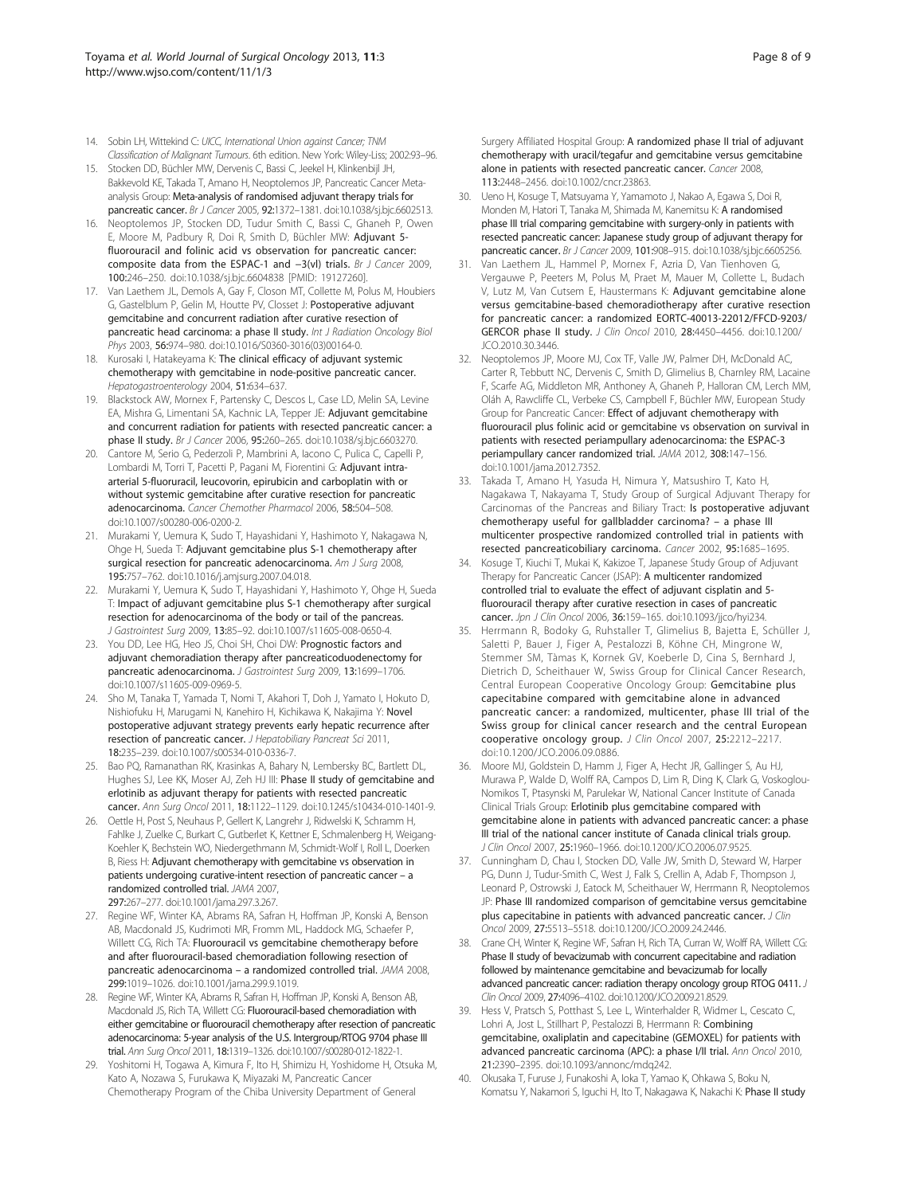14. Sobin LH, Wittekind C: *UICC, International Union against Cancer; TNM Classification of Malignant Tumours*. 6th edition. New York: Wiley-Liss; 2002:93–96.
15. Stocken DD, Büchler MW, Dervenis C, Bassi C, Jeekel H, Klinkenbijl JH, Bakkevold KE, Takada T, Amano H, Neoptolemos JP, Pancreatic Cancer Meta-analysis Group: **Meta-analysis of randomised adjuvant therapy trials for pancreatic cancer.** *Br J Cancer* 2005, **92:**1372–1381. doi:10.1038/sj.bjc.6602513.
16. Neoptolemos JP, Stocken DD, Tudur Smith C, Bassi C, Ghaneh P, Owen E, Moore M, Padbury R, Doi R, Smith D, Büchler MW: **Adjuvant 5-fluorouracil and folinic acid vs observation for pancreatic cancer: composite data from the ESPAC-1 and −3(vl) trials.** *Br J Cancer* 2009, **100:**246–250. doi:10.1038/sj.bjc.6604838 [PMID: 19127260].
17. Van Laethem JL, Demols A, Gay F, Closon MT, Collette M, Polus M, Houbiers G, Gastelblum P, Gelin M, Houtte PV, Closset J: **Postoperative adjuvant gemcitabine and concurrent radiation after curative resection of pancreatic head carcinoma: a phase II study.** *Int J Radiation Oncology Biol Phys* 2003, **56:**974–980. doi:10.1016/S0360-3016(03)00164-0.
18. Kurosaki I, Hatakeyama K: **The clinical efficacy of adjuvant systemic chemotherapy with gemcitabine in node-positive pancreatic cancer.** *Hepatogastroenterology* 2004, **51:**634–637.
19. Blackstock AW, Mornex F, Partensky C, Descos L, Case LD, Melin SA, Levine EA, Mishra G, Limentani SA, Kachnic LA, Tepper JE: **Adjuvant gemcitabine and concurrent radiation for patients with resected pancreatic cancer: a phase II study.** *Br J Cancer* 2006, **95:**260–265. doi:10.1038/sj.bjc.6603270.
20. Cantore M, Serio G, Pederzoli P, Mambrini A, Iacono C, Pulica C, Capelli P, Lombardi M, Torri T, Pacetti P, Pagani M, Fiorentini G: **Adjuvant intra-arterial 5-fluoruracil, leucovorin, epirubicin and carboplatin with or without systemic gemcitabine after curative resection for pancreatic adenocarcinoma.** *Cancer Chemother Pharmacol* 2006, **58:**504–508. doi:10.1007/s00280-006-0200-2.
21. Murakami Y, Uemura K, Sudo T, Hayashidani Y, Hashimoto Y, Nakagawa N, Ohge H, Sueda T: **Adjuvant gemcitabine plus S-1 chemotherapy after surgical resection for pancreatic adenocarcinoma.** *Am J Surg* 2008, **195:**757–762. doi:10.1016/j.amjsurg.2007.04.018.
22. Murakami Y, Uemura K, Sudo T, Hayashidani Y, Hashimoto Y, Ohge H, Sueda T: **Impact of adjuvant gemcitabine plus S-1 chemotherapy after surgical resection for adenocarcinoma of the body or tail of the pancreas.** *J Gastrointest Surg* 2009, **13:**85–92. doi:10.1007/s11605-008-0650-4.
23. You DD, Lee HG, Heo JS, Choi SH, Choi DW: **Prognostic factors and adjuvant chemoradiation therapy after pancreaticoduodenectomy for pancreatic adenocarcinoma.** *J Gastrointest Surg* 2009, **13:**1699–1706. doi:10.1007/s11605-009-0969-5.
24. Sho M, Tanaka T, Yamada T, Nomi T, Akahori T, Doh J, Yamato I, Hokuto D, Nishiofuku H, Marugami N, Kanehiro H, Kichikawa K, Nakajima Y: **Novel postoperative adjuvant strategy prevents early hepatic recurrence after resection of pancreatic cancer.** *J Hepatobiliary Pancreat Sci* 2011, **18:**235–239. doi:10.1007/s00534-010-0336-7.
25. Bao PQ, Ramanathan RK, Krasinkas A, Bahary N, Lembersky BC, Bartlett DL, Hughes SJ, Lee KK, Moser AJ, Zeh HJ III: **Phase II study of gemcitabine and erlotinib as adjuvant therapy for patients with resected pancreatic cancer.** *Ann Surg Oncol* 2011, **18:**1122–1129. doi:10.1245/s10434-010-1401-9.
26. Oettle H, Post S, Neuhaus P, Gellert K, Langrehr J, Ridwelski K, Schramm H, Fahlke J, Zuelke C, Burkart C, Gutberlet K, Kettner E, Schmalenberg H, Weigang-Koehler K, Bechstein WO, Niedergethmann M, Schmidt-Wolf I, Roll L, Doerken B, Riess H: **Adjuvant chemotherapy with gemcitabine vs observation in patients undergoing curative-intent resection of pancreatic cancer – a randomized controlled trial.** *JAMA* 2007, **297:**267–277. doi:10.1001/jama.297.3.267.
27. Regine WF, Winter KA, Abrams RA, Safran H, Hoffman JP, Konski A, Benson AB, Macdonald JS, Kudrimoti MR, Fromm ML, Haddock MG, Schaefer P, Willett CG, Rich TA: **Fluorouracil vs gemcitabine chemotherapy before and after fluorouracil-based chemoradiation following resection of pancreatic adenocarcinoma – a randomized controlled trial.** *JAMA* 2008, **299:**1019–1026. doi:10.1001/jama.299.9.1019.
28. Regine WF, Winter KA, Abrams R, Safran H, Hoffman JP, Konski A, Benson AB, Macdonald JS, Rich TA, Willett CG: **Fluorouracil-based chemoradiation with either gemcitabine or fluorouracil chemotherapy after resection of pancreatic adenocarcinoma: 5-year analysis of the U.S. Intergroup/RTOG 9704 phase III trial.** *Ann Surg Oncol* 2011, **18:**1319–1326. doi:10.1007/s00280-012-1822-1.
29. Yoshitomi H, Togawa A, Kimura F, Ito H, Shimizu H, Yoshidome H, Otsuka M, Kato A, Nozawa S, Furukawa K, Miyazaki M, Pancreatic Cancer Chemotherapy Program of the Chiba University Department of General Surgery Affiliated Hospital Group: **A randomized phase II trial of adjuvant chemotherapy with uracil/tegafur and gemcitabine versus gemcitabine alone in patients with resected pancreatic cancer.** *Cancer* 2008, **113:**2448–2456. doi:10.1002/cncr.23863.
30. Ueno H, Kosuge T, Matsuyama Y, Yamamoto J, Nakao A, Egawa S, Doi R, Monden M, Hatori T, Tanaka M, Shimada M, Kanemitsu K: **A randomised phase III trial comparing gemcitabine with surgery-only in patients with resected pancreatic cancer: Japanese study group of adjuvant therapy for pancreatic cancer.** *Br J Cancer* 2009, **101:**908–915. doi:10.1038/sj.bjc.6605256.
31. Van Laethem JL, Hammel P, Mornex F, Azria D, Van Tienhoven G, Vergauwe P, Peeters M, Polus M, Praet M, Mauer M, Collette L, Budach V, Lutz M, Van Cutsem E, Haustermans K: **Adjuvant gemcitabine alone versus gemcitabine-based chemoradiotherapy after curative resection for pancreatic cancer: a randomized EORTC-40013-22012/FFCD-9203/GERCOR phase II study.** *J Clin Oncol* 2010, **28:**4450–4456. doi:10.1200/JCO.2010.30.3446.
32. Neoptolemos JP, Moore MJ, Cox TF, Valle JW, Palmer DH, McDonald AC, Carter R, Tebbutt NC, Dervenis C, Smith D, Glimelius B, Charnley RM, Lacaine F, Scarfe AG, Middleton MR, Anthoney A, Ghaneh P, Halloran CM, Lerch MM, Oláh A, Rawcliffe CL, Verbeke CS, Campbell F, Büchler MW, European Study Group for Pancreatic Cancer: **Effect of adjuvant chemotherapy with fluorouracil plus folinic acid or gemcitabine vs observation on survival in patients with resected periampullary adenocarcinoma: the ESPAC-3 periampullary cancer randomized trial.** *JAMA* 2012, **308:**147–156. doi:10.1001/jama.2012.7352.
33. Takada T, Amano H, Yasuda H, Nimura Y, Matsushiro T, Kato H, Nagakawa T, Nakayama T, Study Group of Surgical Adjuvant Therapy for Carcinomas of the Pancreas and Biliary Tract: **Is postoperative adjuvant chemotherapy useful for gallbladder carcinoma? – a phase III multicenter prospective randomized controlled trial in patients with resected pancreaticobiliary carcinoma.** *Cancer* 2002, **95:**1685–1695.
34. Kosuge T, Kiuchi T, Mukai K, Kakizoe T, Japanese Study Group of Adjuvant Therapy for Pancreatic Cancer (JSAP): **A multicenter randomized controlled trial to evaluate the effect of adjuvant cisplatin and 5-fluorouracil therapy after curative resection in cases of pancreatic cancer.** *Jpn J Clin Oncol* 2006, **36:**159–165. doi:10.1093/jjco/hyi234.
35. Herrmann R, Bodoky G, Ruhstaller T, Glimelius B, Bajetta E, Schüller J, Saletti P, Bauer J, Figer A, Pestalozzi B, Köhne CH, Mingrone W, Stemmer SM, Tàmas K, Kornek GV, Koeberle D, Cina S, Bernhard J, Dietrich D, Scheithauer W, Swiss Group for Clinical Cancer Research, Central European Cooperative Oncology Group: **Gemcitabine plus capecitabine compared with gemcitabine alone in advanced pancreatic cancer: a randomized, multicenter, phase III trial of the Swiss group for clinical cancer research and the central European cooperative oncology group.** *J Clin Oncol* 2007, **25:**2212–2217. doi:10.1200/JCO.2006.09.0886.
36. Moore MJ, Goldstein D, Hamm J, Figer A, Hecht JR, Gallinger S, Au HJ, Murawa P, Walde D, Wolff RA, Campos D, Lim R, Ding K, Clark G, Voskoglou-Nomikos T, Ptasynski M, Parulekar W, National Cancer Institute of Canada Clinical Trials Group: **Erlotinib plus gemcitabine compared with gemcitabine alone in patients with advanced pancreatic cancer: a phase III trial of the national cancer institute of Canada clinical trials group.** *J Clin Oncol* 2007, **25:**1960–1966. doi:10.1200/JCO.2006.07.9525.
37. Cunningham D, Chau I, Stocken DD, Valle JW, Smith D, Steward W, Harper PG, Dunn J, Tudur-Smith C, West J, Falk S, Crellin A, Adab F, Thompson J, Leonard P, Ostrowski J, Eatock M, Scheithauer W, Herrmann R, Neoptolemos JP: **Phase III randomized comparison of gemcitabine versus gemcitabine plus capecitabine in patients with advanced pancreatic cancer.** *J Clin Oncol* 2009, **27:**5513–5518. doi:10.1200/JCO.2009.24.2446.
38. Crane CH, Winter K, Regine WF, Safran H, Rich TA, Curran W, Wolff RA, Willett CG: **Phase II study of bevacizumab with concurrent capecitabine and radiation followed by maintenance gemcitabine and bevacizumab for locally advanced pancreatic cancer: radiation therapy oncology group RTOG 0411.** *J Clin Oncol* 2009, **27:**4096–4102. doi:10.1200/JCO.2009.21.8529.
39. Hess V, Pratsch S, Potthast S, Lee L, Winterhalder R, Widmer L, Cescato C, Lohri A, Jost L, Stillhart P, Pestalozzi B, Herrmann R: **Combining gemcitabine, oxaliplatin and capecitabine (GEMOXEL) for patients with advanced pancreatic carcinoma (APC): a phase I/II trial.** *Ann Oncol* 2010, **21:**2390–2395. doi:10.1093/annonc/mdq242.
40. Okusaka T, Furuse J, Funakoshi A, Ioka T, Yamao K, Ohkawa S, Boku N, Komatsu Y, Nakamori S, Iguchi H, Ito T, Nakagawa K, Nakachi K: **Phase II study**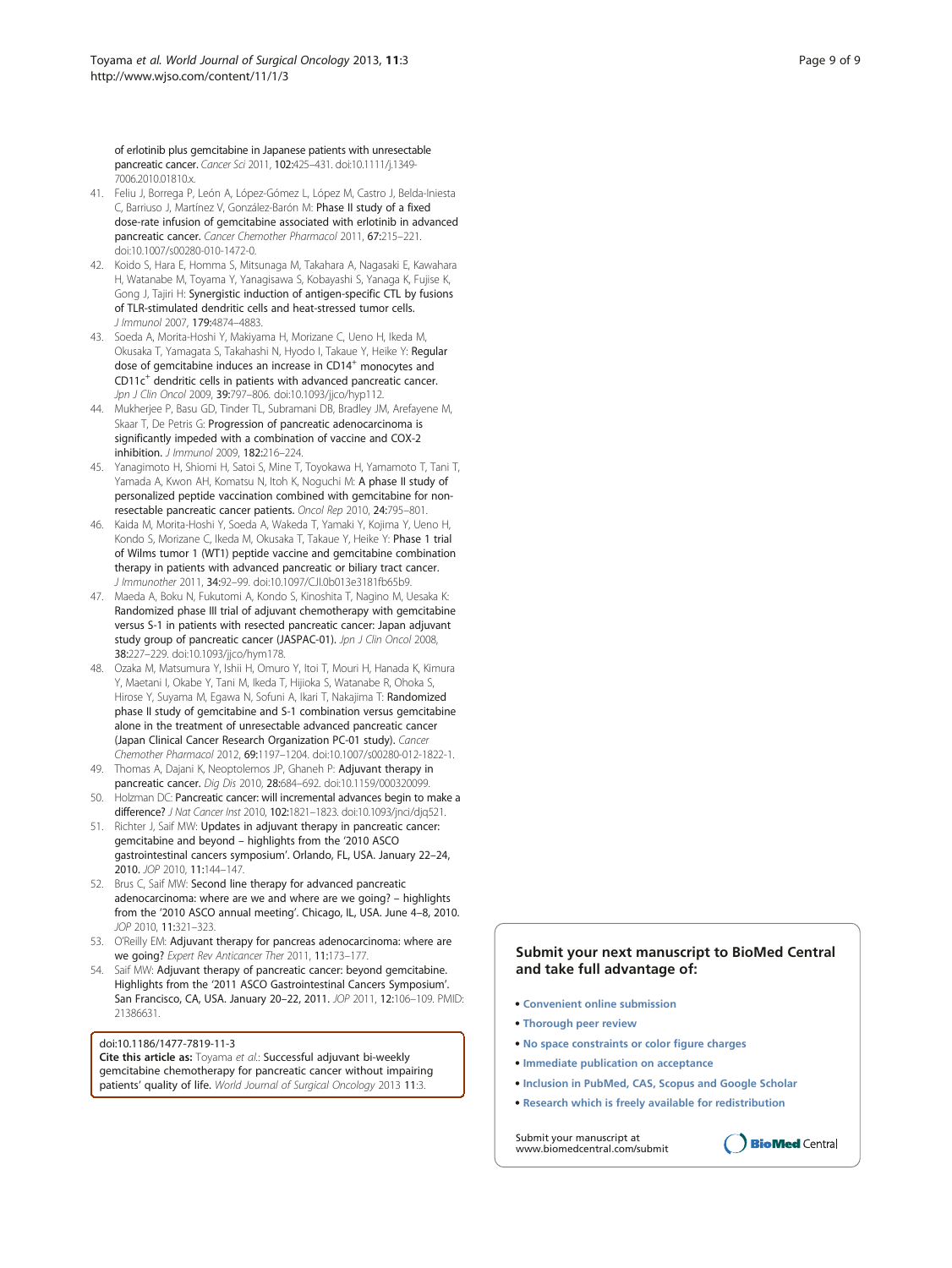of erlotinib plus gemcitabine in Japanese patients with unresectable pancreatic cancer. *Cancer Sci* 2011, **102**:425–431. doi:10.1111/j.1349-7006.2010.01810.x.

41. Feliu J, Borrega P, León A, López-Gómez L, López M, Castro J, Belda-Iniesta C, Barriuso J, Martínez V, González-Barón M: Phase II study of a fixed dose-rate infusion of gemcitabine associated with erlotinib in advanced pancreatic cancer. *Cancer Chemother Pharmacol* 2011, **67**:215–221. doi:10.1007/s00280-010-1472-0.
42. Koido S, Hara E, Homma S, Mitsunaga M, Takahara A, Nagasaki E, Kawahara H, Watanabe M, Toyama Y, Yanagisawa S, Kobayashi S, Yanaga K, Fujise K, Gong J, Tajiri H: Synergistic induction of antigen-specific CTL by fusions of TLR-stimulated dendritic cells and heat-stressed tumor cells. *J Immunol* 2007, **179**:4874–4883.
43. Soeda A, Morita-Hoshi Y, Makiyama H, Morizane C, Ueno H, Ikeda M, Okusaka T, Yamagata S, Takahashi N, Hyodo I, Takaue Y, Heike Y: Regular dose of gemcitabine induces an increase in $CD14^+$ monocytes and $CD11c^+$ dendritic cells in patients with advanced pancreatic cancer. *Jpn J Clin Oncol* 2009, **39**:797–806. doi:10.1093/jjco/hyp112.
44. Mukherjee P, Basu GD, Tinder TL, Subramani DB, Bradley JM, Arefayene M, Skaar T, De Petris G: Progression of pancreatic adenocarcinoma is significantly impeded with a combination of vaccine and COX-2 inhibition. *J Immunol* 2009, **182**:216–224.
45. Yanagimoto H, Shiomi H, Satoi S, Mine T, Toyokawa H, Yamamoto T, Tani T, Yamada A, Kwon AH, Komatsu N, Itoh K, Noguchi M: A phase II study of personalized peptide vaccination combined with gemcitabine for non-resectable pancreatic cancer patients. *Oncol Rep* 2010, **24**:795–801.
46. Kaida M, Morita-Hoshi Y, Soeda A, Wakeda T, Yamaki Y, Kojima Y, Ueno H, Kondo S, Morizane C, Ikeda M, Okusaka T, Takaue Y, Heike Y: Phase 1 trial of Wilms tumor 1 (WT1) peptide vaccine and gemcitabine combination therapy in patients with advanced pancreatic or biliary tract cancer. *J Immunother* 2011, **34**:92–99. doi:10.1097/CJI.0b013e3181fb65b9.
47. Maeda A, Boku N, Fukutomi A, Kondo S, Kinoshita T, Nagino M, Uesaka K: Randomized phase III trial of adjuvant chemotherapy with gemcitabine versus S-1 in patients with resected pancreatic cancer: Japan adjuvant study group of pancreatic cancer (JASPAC-01). *Jpn J Clin Oncol* 2008, **38**:227–229. doi:10.1093/jjco/hym178.
48. Ozaka M, Matsumura Y, Ishii H, Omuro Y, Itoi T, Mouri H, Hanada K, Kimura Y, Maetani I, Okabe Y, Tani M, Ikeda T, Hijioka S, Watanabe R, Ohoka S, Hirose Y, Suyama M, Egawa N, Sofuni A, Ikari T, Nakajima T: Randomized phase II study of gemcitabine and S-1 combination versus gemcitabine alone in the treatment of unresectable advanced pancreatic cancer (Japan Clinical Cancer Research Organization PC-01 study). *Cancer Chemother Pharmacol* 2012, **69**:1197–1204. doi:10.1007/s00280-012-1822-1.
49. Thomas A, Dajani K, Neoptolemos JP, Ghaneh P: Adjuvant therapy in pancreatic cancer. *Dig Dis* 2010, **28**:684–692. doi:10.1159/000320099.
50. Holzman DC: Pancreatic cancer: will incremental advances begin to make a difference? *J Nat Cancer Inst* 2010, **102**:1821–1823. doi:10.1093/jnci/djq521.
51. Richter J, Saif MW: Updates in adjuvant therapy in pancreatic cancer: gemcitabine and beyond – highlights from the '2010 ASCO gastrointestinal cancers symposium'. Orlando, FL, USA. January 22–24, 2010. *JOP* 2010, **11**:144–147.
52. Brus C, Saif MW: Second line therapy for advanced pancreatic adenocarcinoma: where are we and where are we going? – highlights from the '2010 ASCO annual meeting'. Chicago, IL, USA. June 4–8, 2010. *JOP* 2010, **11**:321–323.
53. O'Reilly EM: Adjuvant therapy for pancreas adenocarcinoma: where are we going? *Expert Rev Anticancer Ther* 2011, **11**:173–177.
54. Saif MW: Adjuvant therapy of pancreatic cancer: beyond gemcitabine. Highlights from the '2011 ASCO Gastrointestinal Cancers Symposium'. San Francisco, CA, USA. January 20–22, 2011. *JOP* 2011, **12**:106–109. PMID: 21386631.

doi:10.1186/1477-7819-11-3

**Cite this article as:** Toyama *et al.*: Successful adjuvant bi-weekly gemcitabine chemotherapy for pancreatic cancer without impairing patients' quality of life. *World Journal of Surgical Oncology* 2013 **11**:3.

**Submit your next manuscript to BioMed Central and take full advantage of:**

- **Convenient online submission**
- **Thorough peer review**
- **No space constraints or color figure charges**
- **Immediate publication on acceptance**
- **Inclusion in PubMed, CAS, Scopus and Google Scholar**
- **Research which is freely available for redistribution**

Submit your manuscript at www.biomedcentral.com/submit

BioMed Central